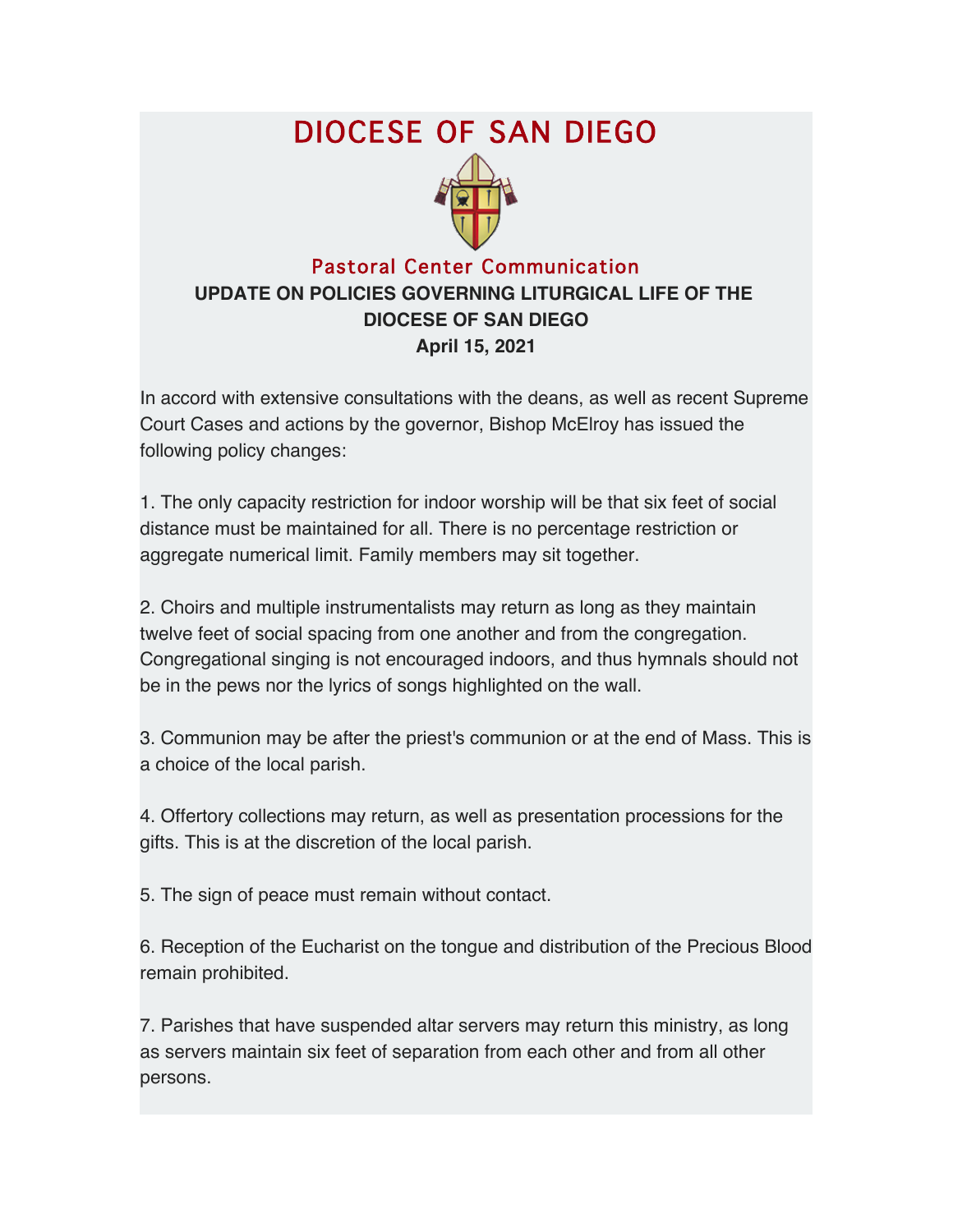# DIOCESE OF SAN DIEGO

## Pastoral Center Communication

**UPDATE ON POLICIES GOVERNING LITURGICAL LIFE OF THE DIOCESE OF SAN DIEGO**
**April 15, 2021**

In accord with extensive consultations with the deans, as well as recent Supreme Court Cases and actions by the governor, Bishop McElroy has issued the following policy changes:

1. The only capacity restriction for indoor worship will be that six feet of social distance must be maintained for all. There is no percentage restriction or aggregate numerical limit. Family members may sit together.

2. Choirs and multiple instrumentalists may return as long as they maintain twelve feet of social spacing from one another and from the congregation. Congregational singing is not encouraged indoors, and thus hymnals should not be in the pews nor the lyrics of songs highlighted on the wall.

3. Communion may be after the priest's communion or at the end of Mass. This is a choice of the local parish.

4. Offertory collections may return, as well as presentation processions for the gifts. This is at the discretion of the local parish.

5. The sign of peace must remain without contact.

6. Reception of the Eucharist on the tongue and distribution of the Precious Blood remain prohibited.

7. Parishes that have suspended altar servers may return this ministry, as long as servers maintain six feet of separation from each other and from all other persons.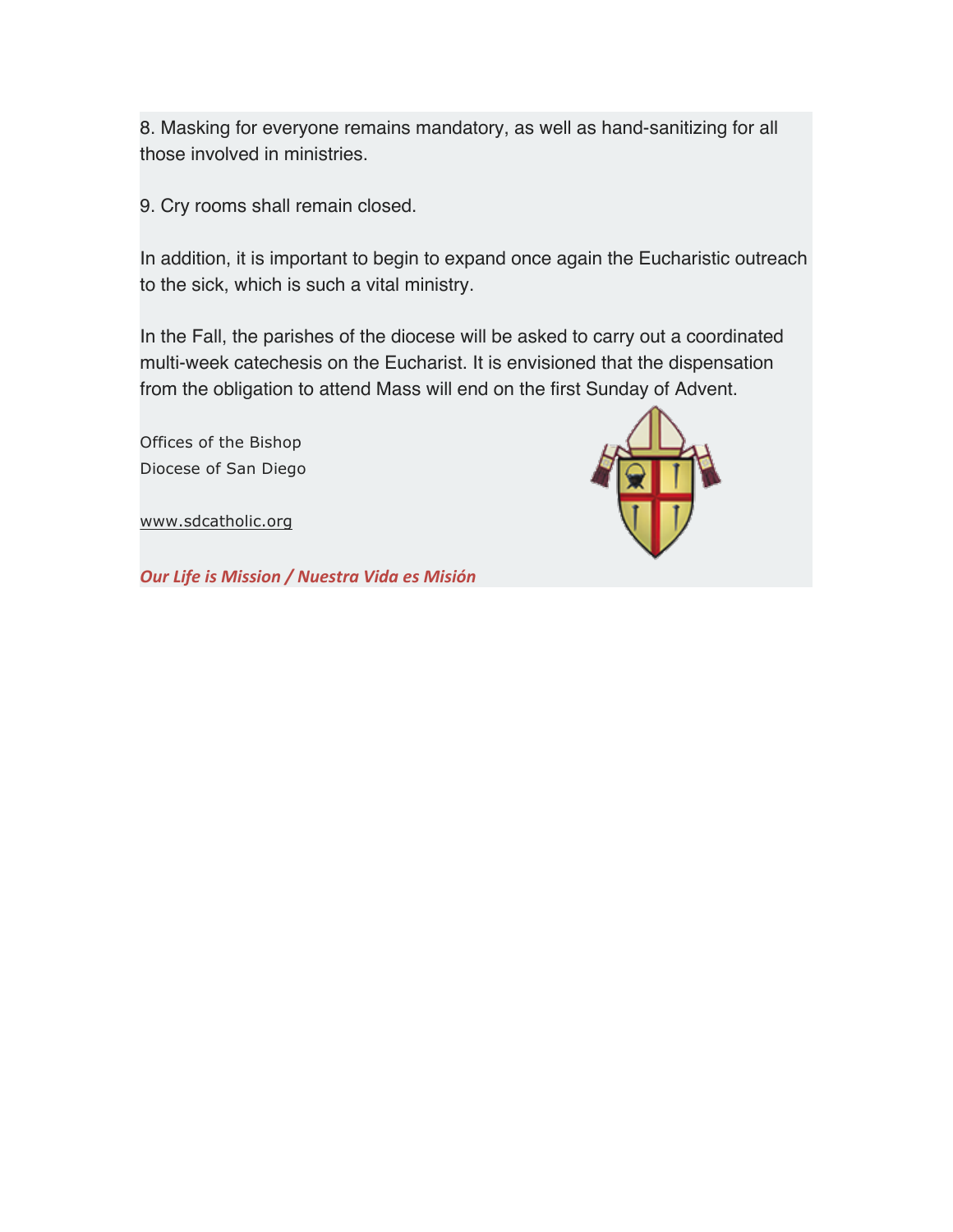8. Masking for everyone remains mandatory, as well as hand-sanitizing for all those involved in ministries.

9. Cry rooms shall remain closed.

In addition, it is important to begin to expand once again the Eucharistic outreach to the sick, which is such a vital ministry.

In the Fall, the parishes of the diocese will be asked to carry out a coordinated multi-week catechesis on the Eucharist. It is envisioned that the dispensation from the obligation to attend Mass will end on the first Sunday of Advent.

Offices of the Bishop
Diocese of San Diego

www.sdcatholic.org

***Our Life is Mission / Nuestra Vida es Misión***